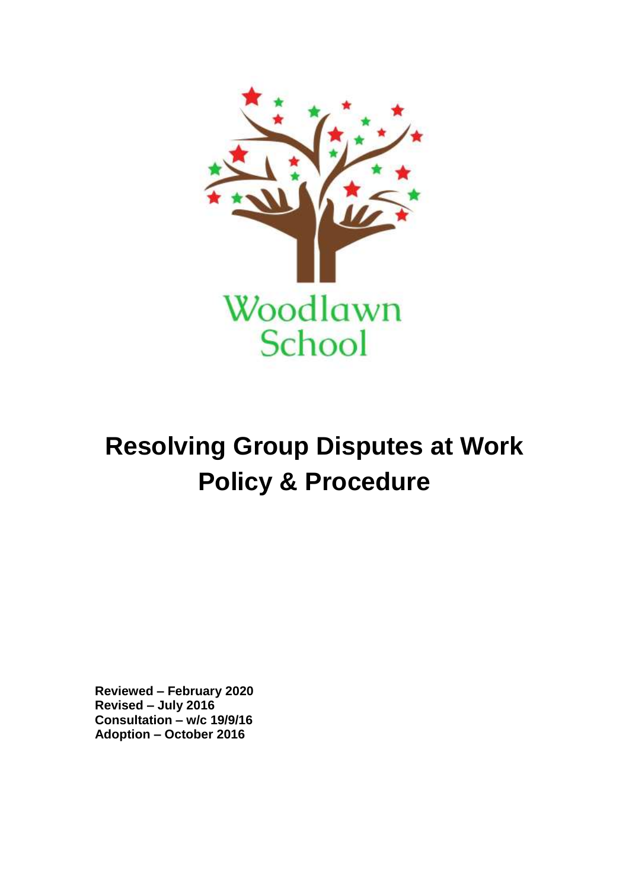Woodlawn School

# Resolving Group Disputes at Work Policy & Procedure

**Reviewed – February 2020**
**Revised – July 2016**
**Consultation – w/c 19/9/16**
**Adoption – October 2016**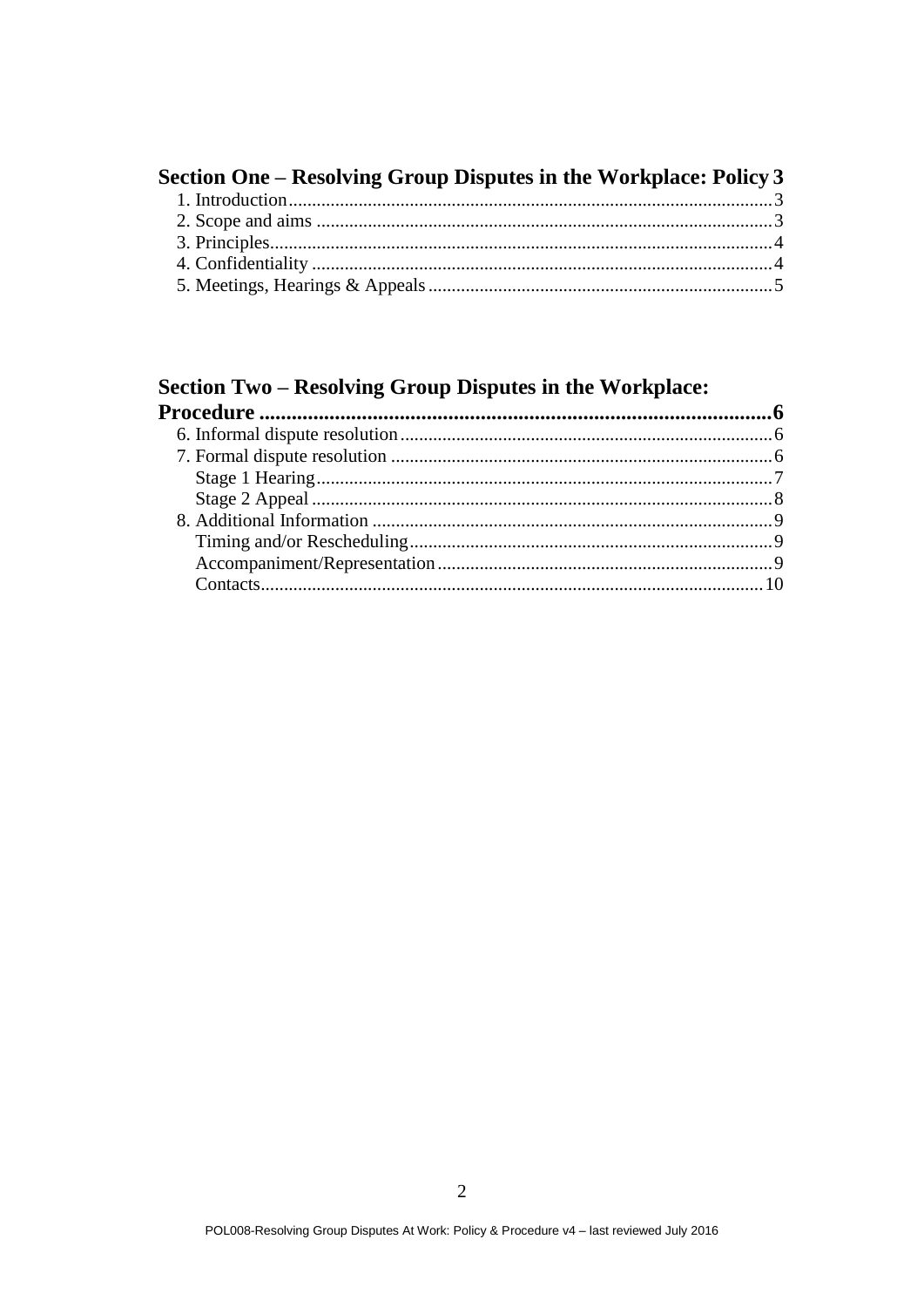**Section One – Resolving Group Disputes in the Workplace: Policy 3**

1. Introduction ........ 3
2. Scope and aims ........ 3
3. Principles ........ 4
4. Confidentiality ........ 4
5. Meetings, Hearings & Appeals ........ 5

**Section Two – Resolving Group Disputes in the Workplace: Procedure ........ 6**

6. Informal dispute resolution ........ 6
7. Formal dispute resolution ........ 6
   - Stage 1 Hearing ........ 7
   - Stage 2 Appeal ........ 8
8. Additional Information ........ 9
   - Timing and/or Rescheduling ........ 9
   - Accompaniment/Representation ........ 9
   - Contacts ........ 10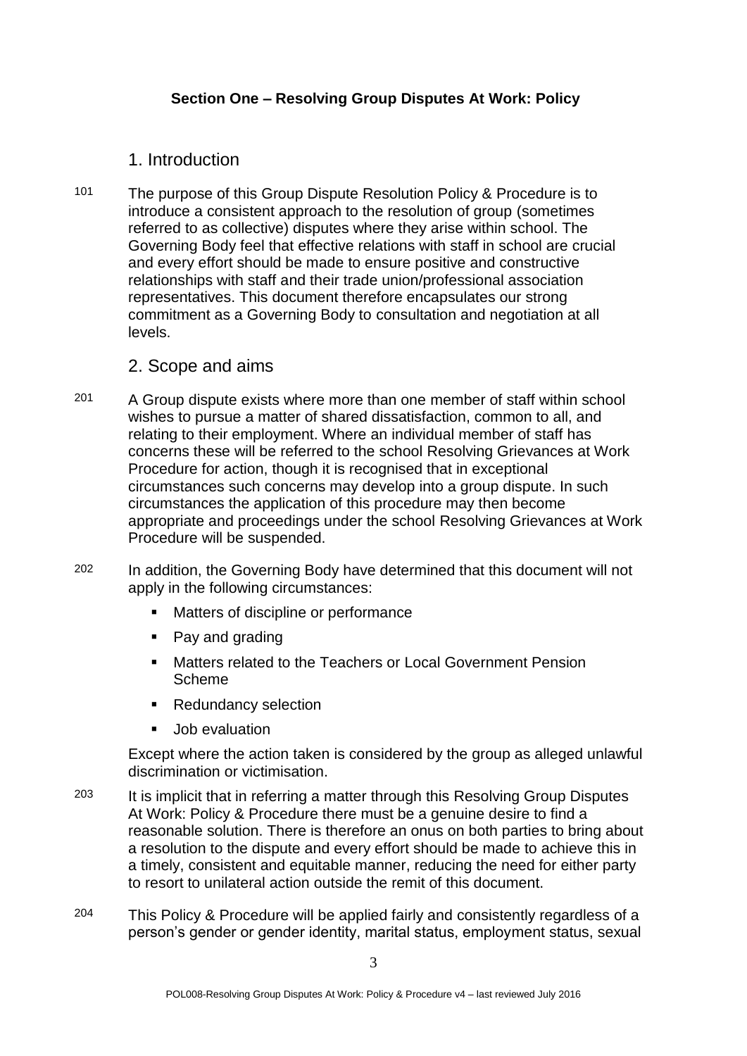**Section One – Resolving Group Disputes At Work: Policy**

## 1. Introduction

101 The purpose of this Group Dispute Resolution Policy & Procedure is to introduce a consistent approach to the resolution of group (sometimes referred to as collective) disputes where they arise within school. The Governing Body feel that effective relations with staff in school are crucial and every effort should be made to ensure positive and constructive relationships with staff and their trade union/professional association representatives. This document therefore encapsulates our strong commitment as a Governing Body to consultation and negotiation at all levels.

## 2. Scope and aims

201 A Group dispute exists where more than one member of staff within school wishes to pursue a matter of shared dissatisfaction, common to all, and relating to their employment. Where an individual member of staff has concerns these will be referred to the school Resolving Grievances at Work Procedure for action, though it is recognised that in exceptional circumstances such concerns may develop into a group dispute. In such circumstances the application of this procedure may then become appropriate and proceedings under the school Resolving Grievances at Work Procedure will be suspended.

202 In addition, the Governing Body have determined that this document will not apply in the following circumstances:

- Matters of discipline or performance
- Pay and grading
- Matters related to the Teachers or Local Government Pension Scheme
- Redundancy selection
- Job evaluation

Except where the action taken is considered by the group as alleged unlawful discrimination or victimisation.

203 It is implicit that in referring a matter through this Resolving Group Disputes At Work: Policy & Procedure there must be a genuine desire to find a reasonable solution. There is therefore an onus on both parties to bring about a resolution to the dispute and every effort should be made to achieve this in a timely, consistent and equitable manner, reducing the need for either party to resort to unilateral action outside the remit of this document.

204 This Policy & Procedure will be applied fairly and consistently regardless of a person's gender or gender identity, marital status, employment status, sexual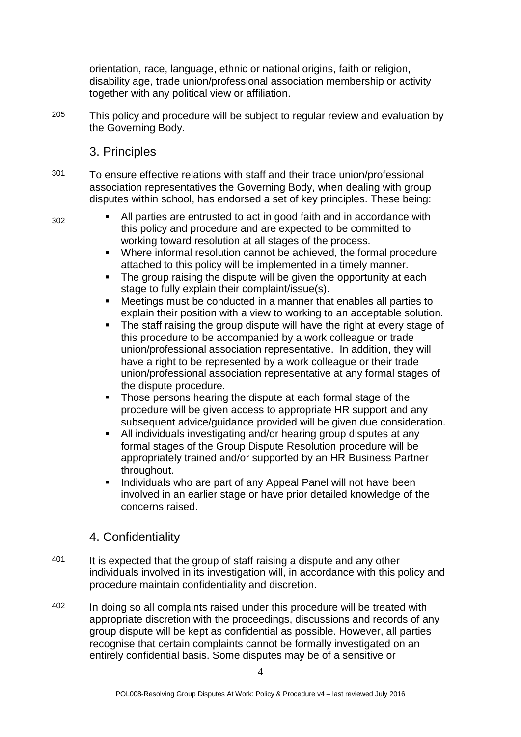orientation, race, language, ethnic or national origins, faith or religion, disability age, trade union/professional association membership or activity together with any political view or affiliation.

205 This policy and procedure will be subject to regular review and evaluation by the Governing Body.

## 3. Principles

301 To ensure effective relations with staff and their trade union/professional association representatives the Governing Body, when dealing with group disputes within school, has endorsed a set of key principles. These being:

302

- All parties are entrusted to act in good faith and in accordance with this policy and procedure and are expected to be committed to working toward resolution at all stages of the process.
- Where informal resolution cannot be achieved, the formal procedure attached to this policy will be implemented in a timely manner.
- The group raising the dispute will be given the opportunity at each stage to fully explain their complaint/issue(s).
- Meetings must be conducted in a manner that enables all parties to explain their position with a view to working to an acceptable solution.
- The staff raising the group dispute will have the right at every stage of this procedure to be accompanied by a work colleague or trade union/professional association representative. In addition, they will have a right to be represented by a work colleague or their trade union/professional association representative at any formal stages of the dispute procedure.
- Those persons hearing the dispute at each formal stage of the procedure will be given access to appropriate HR support and any subsequent advice/guidance provided will be given due consideration.
- All individuals investigating and/or hearing group disputes at any formal stages of the Group Dispute Resolution procedure will be appropriately trained and/or supported by an HR Business Partner throughout.
- Individuals who are part of any Appeal Panel will not have been involved in an earlier stage or have prior detailed knowledge of the concerns raised.

## 4. Confidentiality

401 It is expected that the group of staff raising a dispute and any other individuals involved in its investigation will, in accordance with this policy and procedure maintain confidentiality and discretion.

402 In doing so all complaints raised under this procedure will be treated with appropriate discretion with the proceedings, discussions and records of any group dispute will be kept as confidential as possible. However, all parties recognise that certain complaints cannot be formally investigated on an entirely confidential basis. Some disputes may be of a sensitive or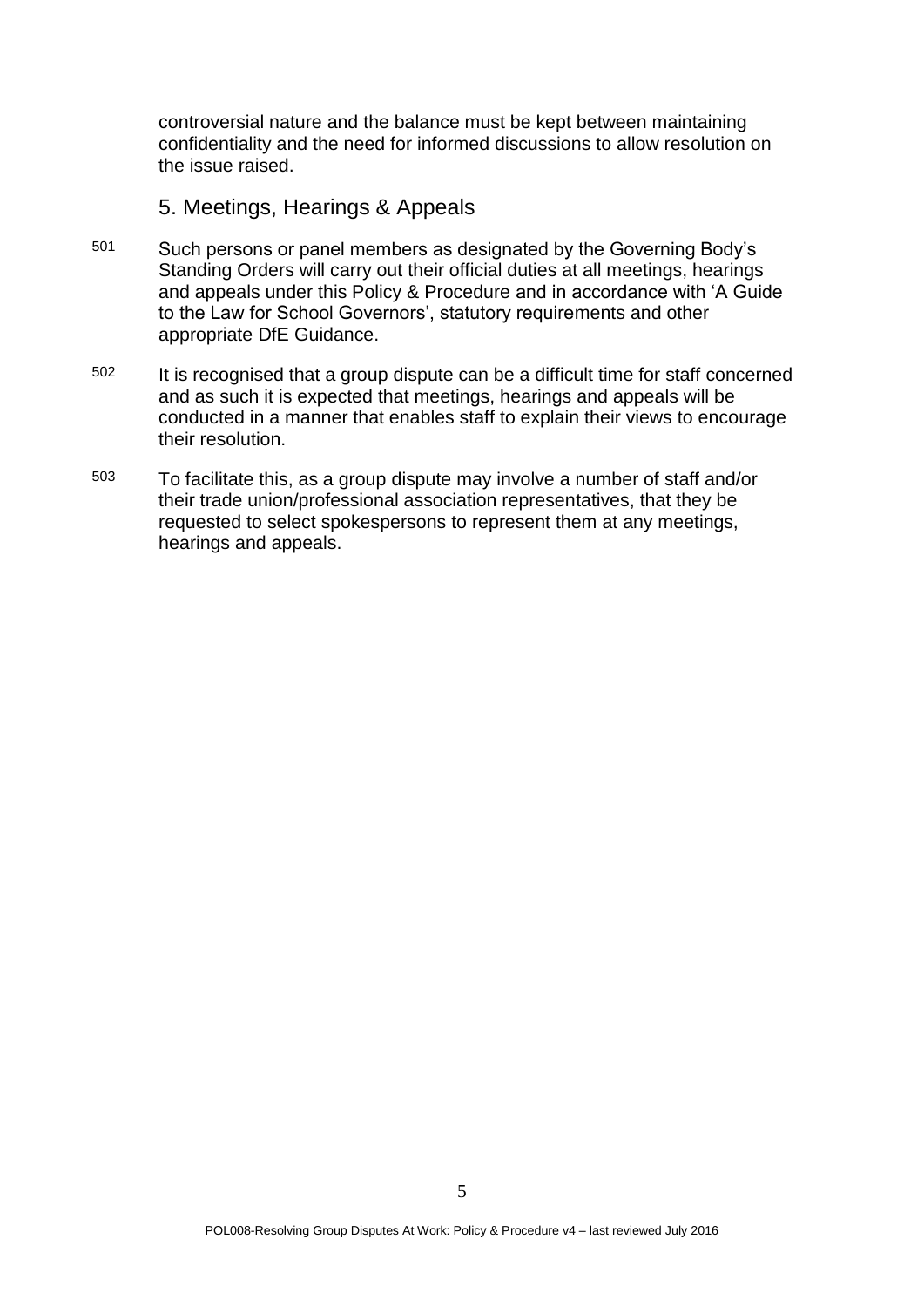controversial nature and the balance must be kept between maintaining confidentiality and the need for informed discussions to allow resolution on the issue raised.

## 5. Meetings, Hearings & Appeals

501 Such persons or panel members as designated by the Governing Body's Standing Orders will carry out their official duties at all meetings, hearings and appeals under this Policy & Procedure and in accordance with 'A Guide to the Law for School Governors', statutory requirements and other appropriate DfE Guidance.

502 It is recognised that a group dispute can be a difficult time for staff concerned and as such it is expected that meetings, hearings and appeals will be conducted in a manner that enables staff to explain their views to encourage their resolution.

503 To facilitate this, as a group dispute may involve a number of staff and/or their trade union/professional association representatives, that they be requested to select spokespersons to represent them at any meetings, hearings and appeals.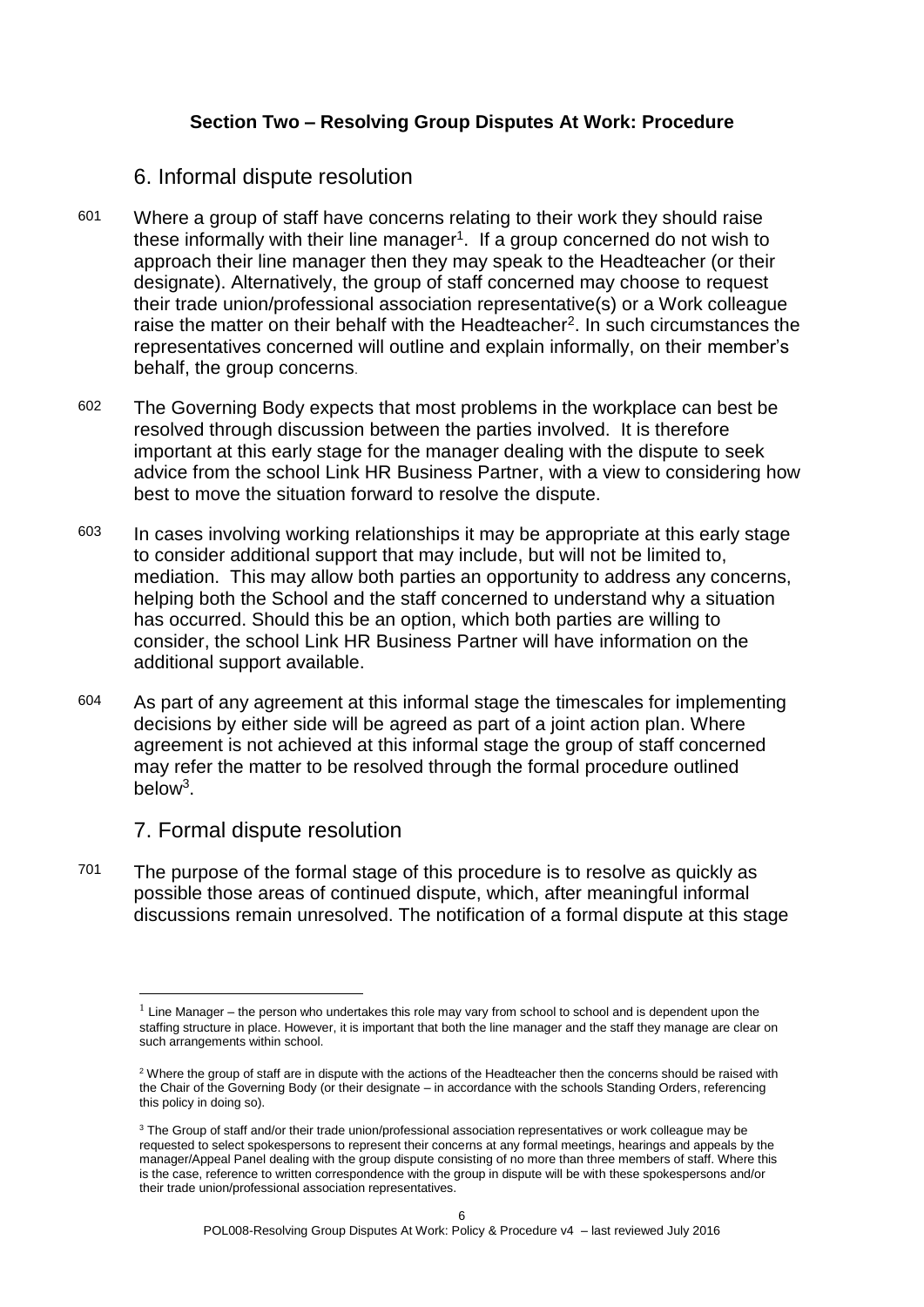## Section Two – Resolving Group Disputes At Work: Procedure

### 6. Informal dispute resolution

601 Where a group of staff have concerns relating to their work they should raise these informally with their line manager[1]. If a group concerned do not wish to approach their line manager then they may speak to the Headteacher (or their designate). Alternatively, the group of staff concerned may choose to request their trade union/professional association representative(s) or a Work colleague raise the matter on their behalf with the Headteacher[2]. In such circumstances the representatives concerned will outline and explain informally, on their member's behalf, the group concerns.

602 The Governing Body expects that most problems in the workplace can best be resolved through discussion between the parties involved. It is therefore important at this early stage for the manager dealing with the dispute to seek advice from the school Link HR Business Partner, with a view to considering how best to move the situation forward to resolve the dispute.

603 In cases involving working relationships it may be appropriate at this early stage to consider additional support that may include, but will not be limited to, mediation. This may allow both parties an opportunity to address any concerns, helping both the School and the staff concerned to understand why a situation has occurred. Should this be an option, which both parties are willing to consider, the school Link HR Business Partner will have information on the additional support available.

604 As part of any agreement at this informal stage the timescales for implementing decisions by either side will be agreed as part of a joint action plan. Where agreement is not achieved at this informal stage the group of staff concerned may refer the matter to be resolved through the formal procedure outlined below[3].

### 7. Formal dispute resolution

701 The purpose of the formal stage of this procedure is to resolve as quickly as possible those areas of continued dispute, which, after meaningful informal discussions remain unresolved. The notification of a formal dispute at this stage

---

[1] Line Manager – the person who undertakes this role may vary from school to school and is dependent upon the staffing structure in place. However, it is important that both the line manager and the staff they manage are clear on such arrangements within school.

[2] Where the group of staff are in dispute with the actions of the Headteacher then the concerns should be raised with the Chair of the Governing Body (or their designate – in accordance with the schools Standing Orders, referencing this policy in doing so).

[3] The Group of staff and/or their trade union/professional association representatives or work colleague may be requested to select spokespersons to represent their concerns at any formal meetings, hearings and appeals by the manager/Appeal Panel dealing with the group dispute consisting of no more than three members of staff. Where this is the case, reference to written correspondence with the group in dispute will be with these spokespersons and/or their trade union/professional association representatives.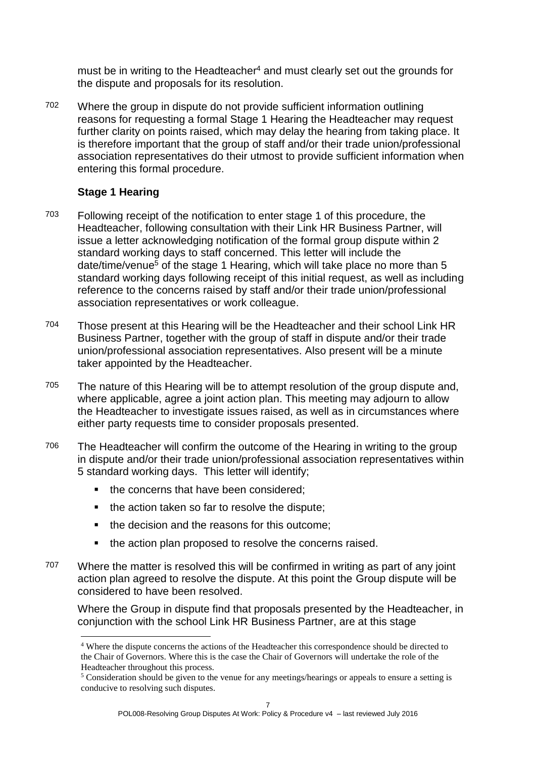must be in writing to the Headteacher[4] and must clearly set out the grounds for the dispute and proposals for its resolution.

702 Where the group in dispute do not provide sufficient information outlining reasons for requesting a formal Stage 1 Hearing the Headteacher may request further clarity on points raised, which may delay the hearing from taking place. It is therefore important that the group of staff and/or their trade union/professional association representatives do their utmost to provide sufficient information when entering this formal procedure.

### Stage 1 Hearing

703 Following receipt of the notification to enter stage 1 of this procedure, the Headteacher, following consultation with their Link HR Business Partner, will issue a letter acknowledging notification of the formal group dispute within 2 standard working days to staff concerned. This letter will include the date/time/venue[5] of the stage 1 Hearing, which will take place no more than 5 standard working days following receipt of this initial request, as well as including reference to the concerns raised by staff and/or their trade union/professional association representatives or work colleague.

704 Those present at this Hearing will be the Headteacher and their school Link HR Business Partner, together with the group of staff in dispute and/or their trade union/professional association representatives. Also present will be a minute taker appointed by the Headteacher.

705 The nature of this Hearing will be to attempt resolution of the group dispute and, where applicable, agree a joint action plan. This meeting may adjourn to allow the Headteacher to investigate issues raised, as well as in circumstances where either party requests time to consider proposals presented.

706 The Headteacher will confirm the outcome of the Hearing in writing to the group in dispute and/or their trade union/professional association representatives within 5 standard working days. This letter will identify;

- the concerns that have been considered;
- the action taken so far to resolve the dispute;
- the decision and the reasons for this outcome;
- the action plan proposed to resolve the concerns raised.

707 Where the matter is resolved this will be confirmed in writing as part of any joint action plan agreed to resolve the dispute. At this point the Group dispute will be considered to have been resolved.

Where the Group in dispute find that proposals presented by the Headteacher, in conjunction with the school Link HR Business Partner, are at this stage

---

[4] Where the dispute concerns the actions of the Headteacher this correspondence should be directed to the Chair of Governors. Where this is the case the Chair of Governors will undertake the role of the Headteacher throughout this process.

[5] Consideration should be given to the venue for any meetings/hearings or appeals to ensure a setting is conducive to resolving such disputes.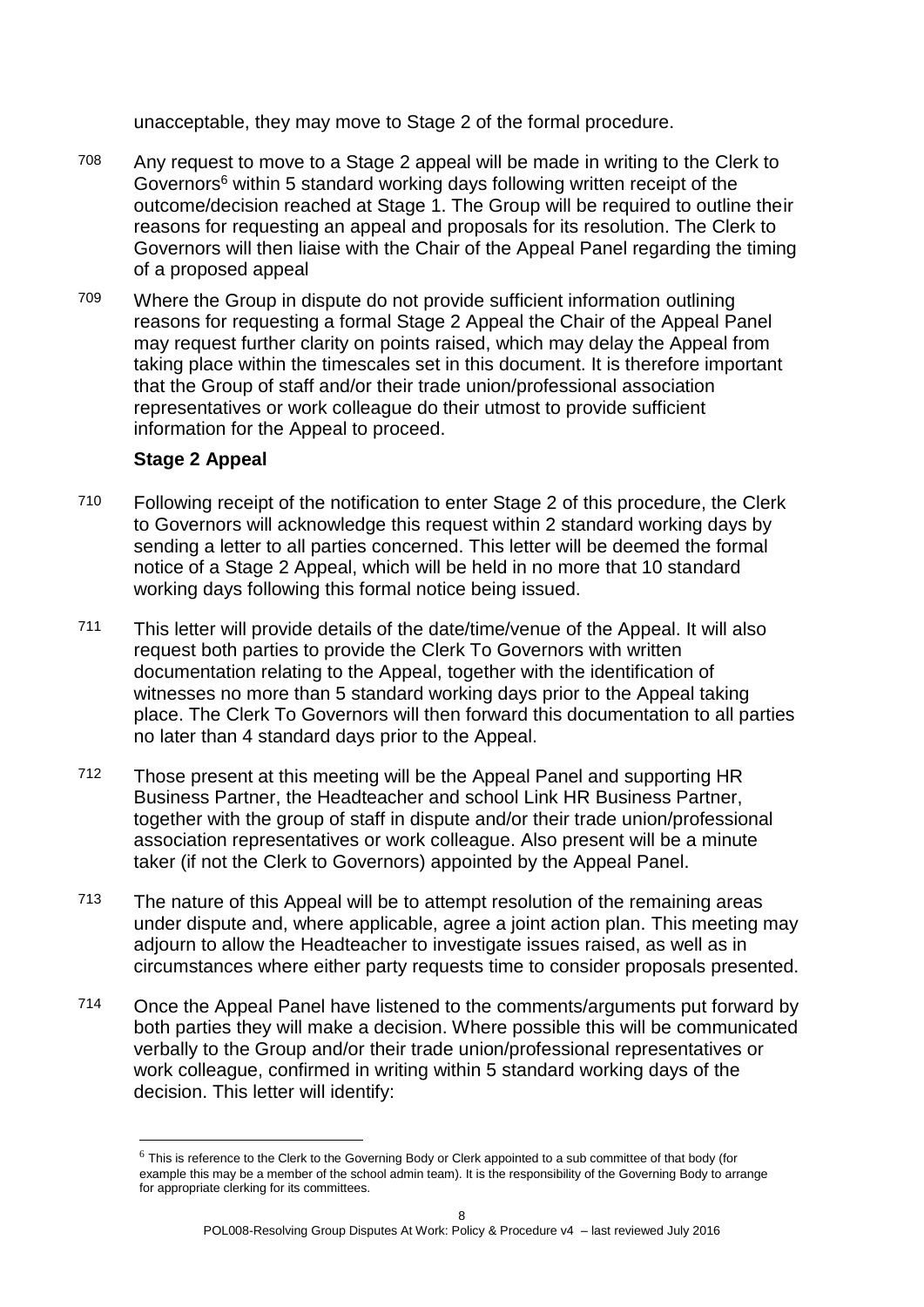unacceptable, they may move to Stage 2 of the formal procedure.

708 Any request to move to a Stage 2 appeal will be made in writing to the Clerk to Governors[6] within 5 standard working days following written receipt of the outcome/decision reached at Stage 1. The Group will be required to outline their reasons for requesting an appeal and proposals for its resolution. The Clerk to Governors will then liaise with the Chair of the Appeal Panel regarding the timing of a proposed appeal

709 Where the Group in dispute do not provide sufficient information outlining reasons for requesting a formal Stage 2 Appeal the Chair of the Appeal Panel may request further clarity on points raised, which may delay the Appeal from taking place within the timescales set in this document. It is therefore important that the Group of staff and/or their trade union/professional association representatives or work colleague do their utmost to provide sufficient information for the Appeal to proceed.

**Stage 2 Appeal**

710 Following receipt of the notification to enter Stage 2 of this procedure, the Clerk to Governors will acknowledge this request within 2 standard working days by sending a letter to all parties concerned. This letter will be deemed the formal notice of a Stage 2 Appeal, which will be held in no more that 10 standard working days following this formal notice being issued.

711 This letter will provide details of the date/time/venue of the Appeal. It will also request both parties to provide the Clerk To Governors with written documentation relating to the Appeal, together with the identification of witnesses no more than 5 standard working days prior to the Appeal taking place. The Clerk To Governors will then forward this documentation to all parties no later than 4 standard days prior to the Appeal.

712 Those present at this meeting will be the Appeal Panel and supporting HR Business Partner, the Headteacher and school Link HR Business Partner, together with the group of staff in dispute and/or their trade union/professional association representatives or work colleague. Also present will be a minute taker (if not the Clerk to Governors) appointed by the Appeal Panel.

713 The nature of this Appeal will be to attempt resolution of the remaining areas under dispute and, where applicable, agree a joint action plan. This meeting may adjourn to allow the Headteacher to investigate issues raised, as well as in circumstances where either party requests time to consider proposals presented.

714 Once the Appeal Panel have listened to the comments/arguments put forward by both parties they will make a decision. Where possible this will be communicated verbally to the Group and/or their trade union/professional representatives or work colleague, confirmed in writing within 5 standard working days of the decision. This letter will identify:

---

[6] This is reference to the Clerk to the Governing Body or Clerk appointed to a sub committee of that body (for example this may be a member of the school admin team). It is the responsibility of the Governing Body to arrange for appropriate clerking for its committees.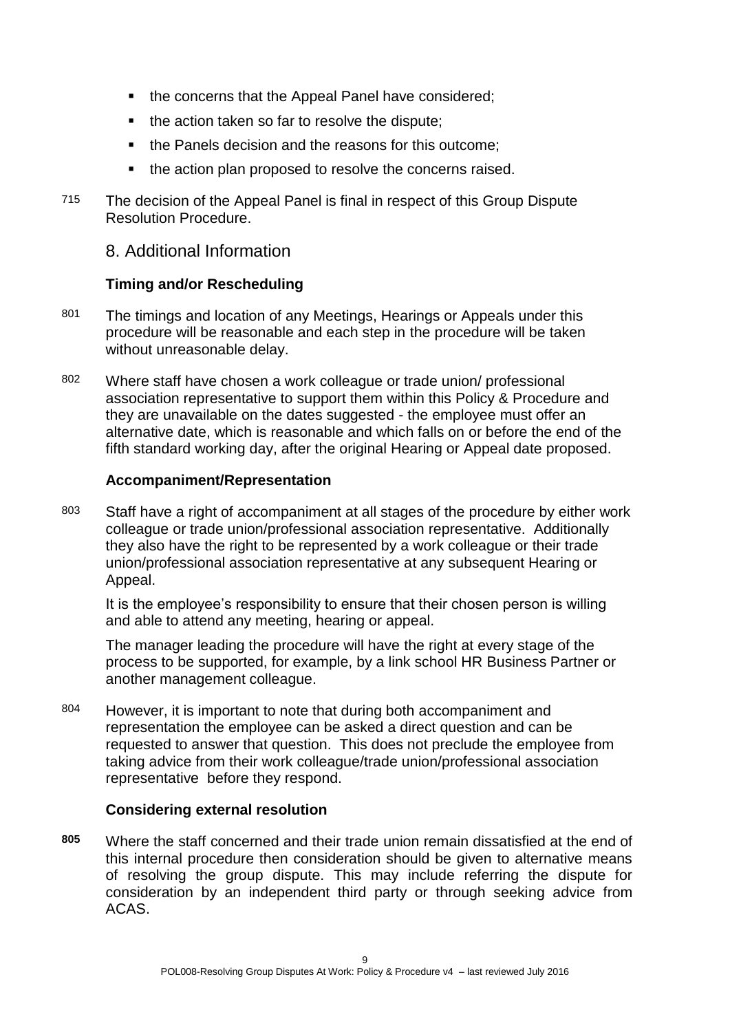- the concerns that the Appeal Panel have considered;
- the action taken so far to resolve the dispute;
- the Panels decision and the reasons for this outcome;
- the action plan proposed to resolve the concerns raised.

715 The decision of the Appeal Panel is final in respect of this Group Dispute Resolution Procedure.

## 8. Additional Information

### Timing and/or Rescheduling

801 The timings and location of any Meetings, Hearings or Appeals under this procedure will be reasonable and each step in the procedure will be taken without unreasonable delay.

802 Where staff have chosen a work colleague or trade union/ professional association representative to support them within this Policy & Procedure and they are unavailable on the dates suggested - the employee must offer an alternative date, which is reasonable and which falls on or before the end of the fifth standard working day, after the original Hearing or Appeal date proposed.

### Accompaniment/Representation

803 Staff have a right of accompaniment at all stages of the procedure by either work colleague or trade union/professional association representative. Additionally they also have the right to be represented by a work colleague or their trade union/professional association representative at any subsequent Hearing or Appeal.

It is the employee's responsibility to ensure that their chosen person is willing and able to attend any meeting, hearing or appeal.

The manager leading the procedure will have the right at every stage of the process to be supported, for example, by a link school HR Business Partner or another management colleague.

804 However, it is important to note that during both accompaniment and representation the employee can be asked a direct question and can be requested to answer that question. This does not preclude the employee from taking advice from their work colleague/trade union/professional association representative before they respond.

### Considering external resolution

**805** Where the staff concerned and their trade union remain dissatisfied at the end of this internal procedure then consideration should be given to alternative means of resolving the group dispute. This may include referring the dispute for consideration by an independent third party or through seeking advice from ACAS.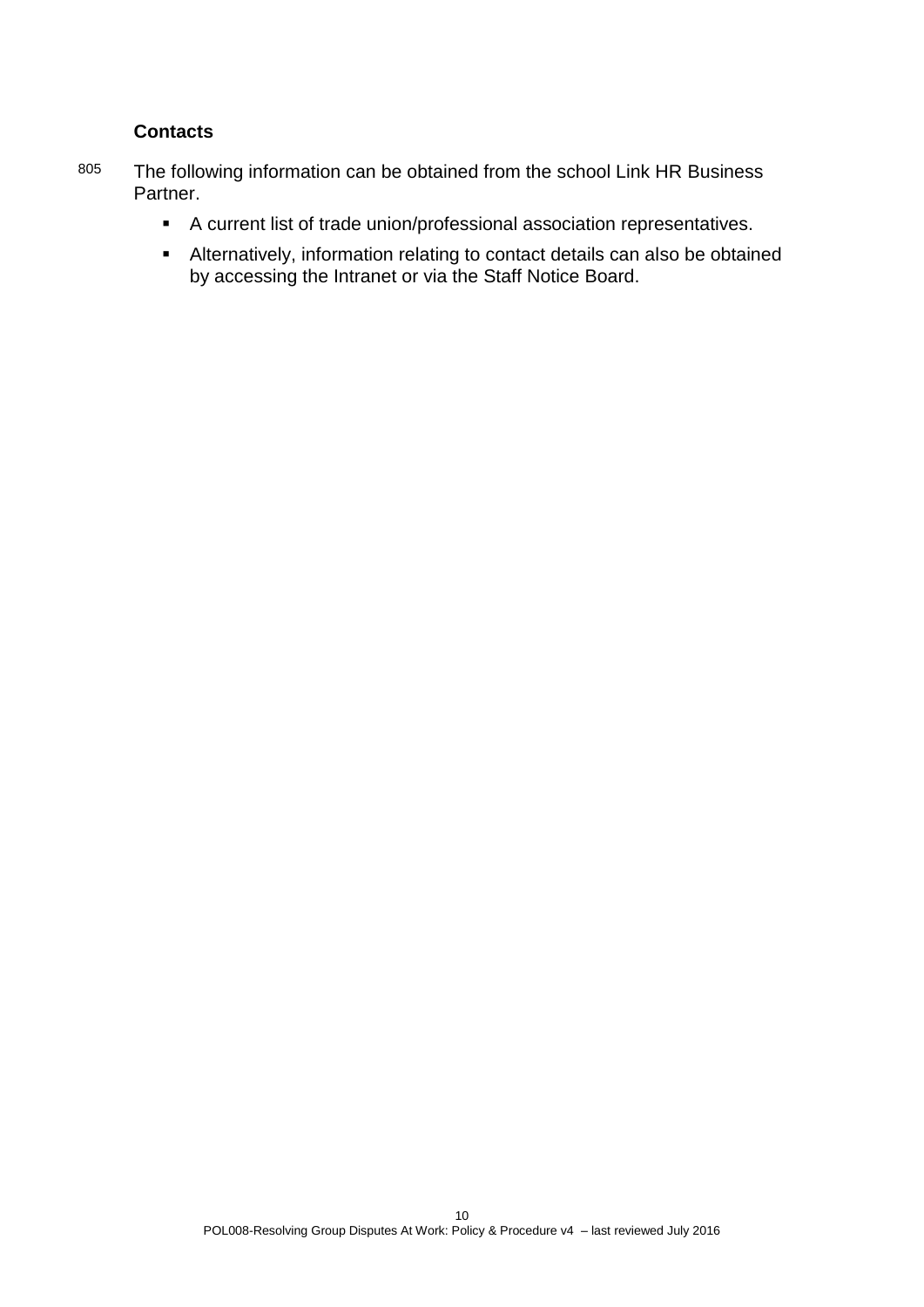### Contacts

805 The following information can be obtained from the school Link HR Business Partner.

- A current list of trade union/professional association representatives.
- Alternatively, information relating to contact details can also be obtained by accessing the Intranet or via the Staff Notice Board.